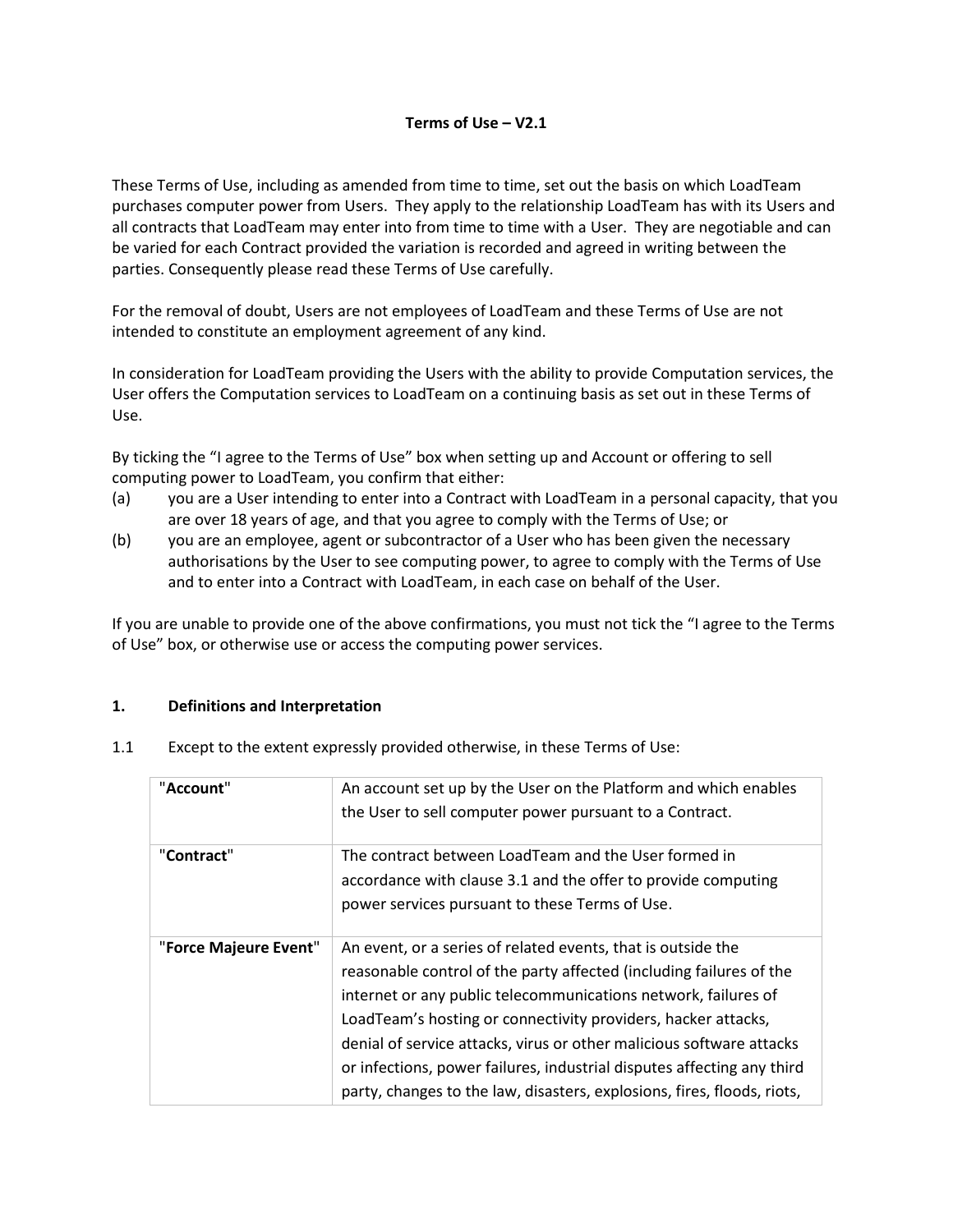**Terms of Use – V2.1**

These Terms of Use, including as amended from time to time, set out the basis on which LoadTeam purchases computer power from Users. They apply to the relationship LoadTeam has with its Users and all contracts that LoadTeam may enter into from time to time with a User. They are negotiable and can be varied for each Contract provided the variation is recorded and agreed in writing between the parties. Consequently please read these Terms of Use carefully.

For the removal of doubt, Users are not employees of LoadTeam and these Terms of Use are not intended to constitute an employment agreement of any kind.

In consideration for LoadTeam providing the Users with the ability to provide Computation services, the User offers the Computation services to LoadTeam on a continuing basis as set out in these Terms of Use.

By ticking the "I agree to the Terms of Use" box when setting up and Account or offering to sell computing power to LoadTeam, you confirm that either:

(a) you are a User intending to enter into a Contract with LoadTeam in a personal capacity, that you are over 18 years of age, and that you agree to comply with the Terms of Use; or

(b) you are an employee, agent or subcontractor of a User who has been given the necessary authorisations by the User to see computing power, to agree to comply with the Terms of Use and to enter into a Contract with LoadTeam, in each case on behalf of the User.

If you are unable to provide one of the above confirmations, you must not tick the "I agree to the Terms of Use" box, or otherwise use or access the computing power services.

## 1. Definitions and Interpretation

1.1 Except to the extent expressly provided otherwise, in these Terms of Use:

| | |
|---|---|
| "**Account**" | An account set up by the User on the Platform and which enables the User to sell computer power pursuant to a Contract. |
| "**Contract**" | The contract between LoadTeam and the User formed in accordance with clause 3.1 and the offer to provide computing power services pursuant to these Terms of Use. |
| "**Force Majeure Event**" | An event, or a series of related events, that is outside the reasonable control of the party affected (including failures of the internet or any public telecommunications network, failures of LoadTeam's hosting or connectivity providers, hacker attacks, denial of service attacks, virus or other malicious software attacks or infections, power failures, industrial disputes affecting any third party, changes to the law, disasters, explosions, fires, floods, riots, |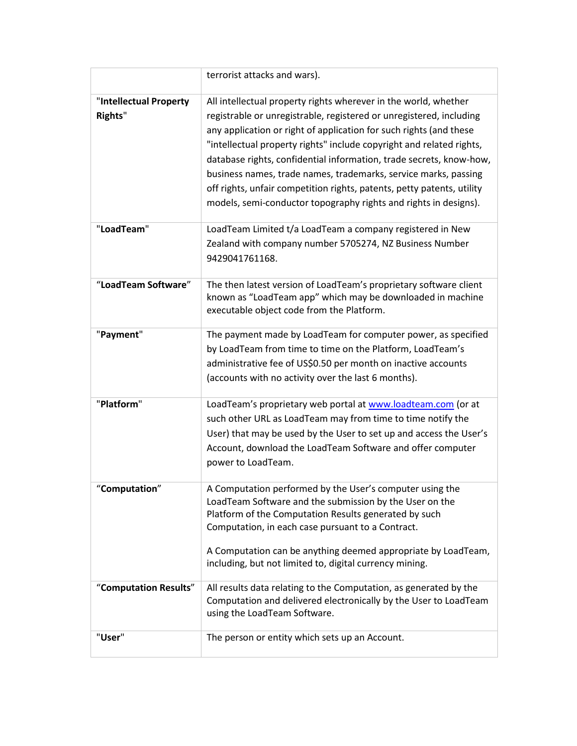| | |
|---|---|
| | terrorist attacks and wars). |
| "**Intellectual Property Rights**" | All intellectual property rights wherever in the world, whether registrable or unregistrable, registered or unregistered, including any application or right of application for such rights (and these "intellectual property rights" include copyright and related rights, database rights, confidential information, trade secrets, know-how, business names, trade names, trademarks, service marks, passing off rights, unfair competition rights, patents, petty patents, utility models, semi-conductor topography rights and rights in designs). |
| "**LoadTeam**" | LoadTeam Limited t/a LoadTeam a company registered in New Zealand with company number 5705274, NZ Business Number 9429041761168. |
| "**LoadTeam Software**" | The then latest version of LoadTeam's proprietary software client known as "LoadTeam app" which may be downloaded in machine executable object code from the Platform. |
| "**Payment**" | The payment made by LoadTeam for computer power, as specified by LoadTeam from time to time on the Platform, LoadTeam's administrative fee of US$0.50 per month on inactive accounts (accounts with no activity over the last 6 months). |
| "**Platform**" | LoadTeam's proprietary web portal at [www.loadteam.com](http://www.loadteam.com) (or at such other URL as LoadTeam may from time to time notify the User) that may be used by the User to set up and access the User's Account, download the LoadTeam Software and offer computer power to LoadTeam. |
| "**Computation**" | A Computation performed by the User's computer using the LoadTeam Software and the submission by the User on the Platform of the Computation Results generated by such Computation, in each case pursuant to a Contract.<br><br>A Computation can be anything deemed appropriate by LoadTeam, including, but not limited to, digital currency mining. |
| "**Computation Results**" | All results data relating to the Computation, as generated by the Computation and delivered electronically by the User to LoadTeam using the LoadTeam Software. |
| "**User**" | The person or entity which sets up an Account. |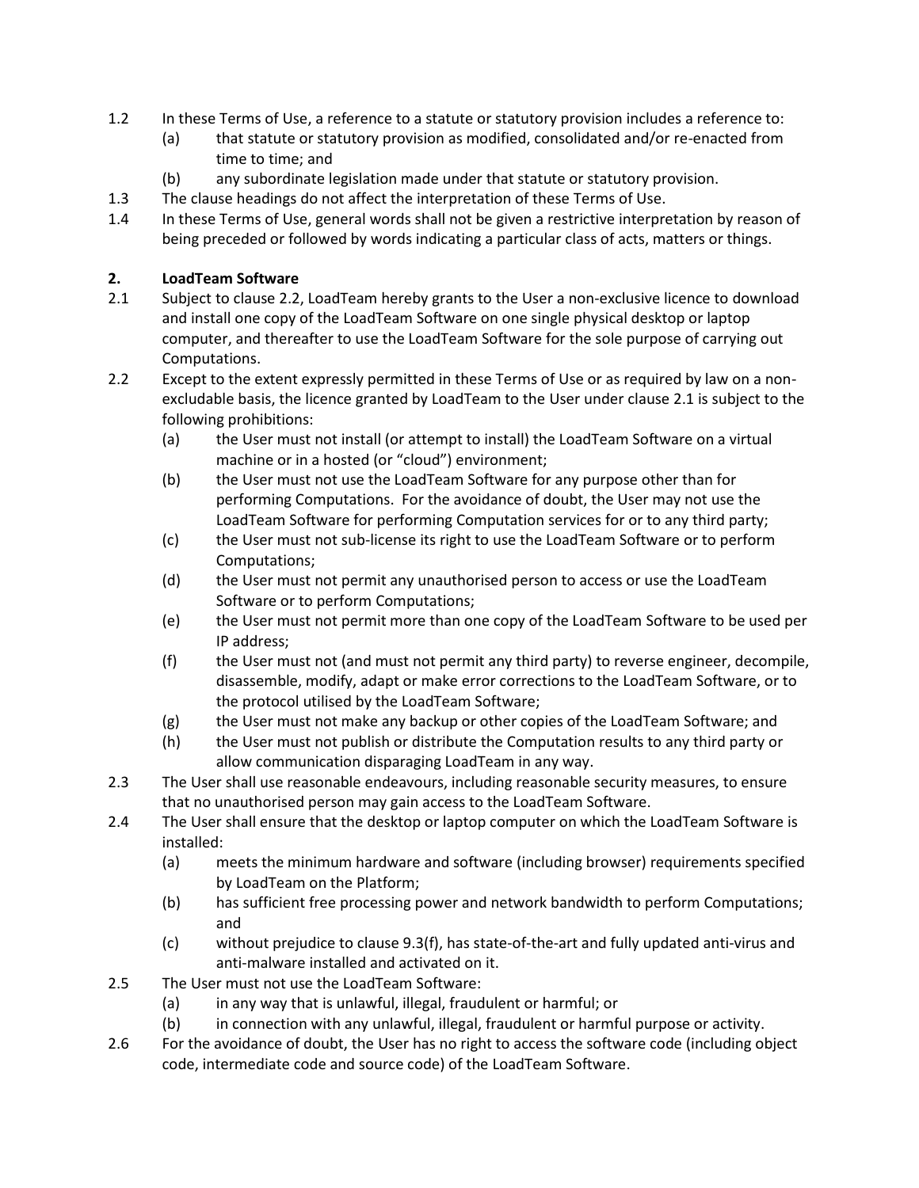1.2 In these Terms of Use, a reference to a statute or statutory provision includes a reference to:

   (a) that statute or statutory provision as modified, consolidated and/or re-enacted from time to time; and

   (b) any subordinate legislation made under that statute or statutory provision.

1.3 The clause headings do not affect the interpretation of these Terms of Use.

1.4 In these Terms of Use, general words shall not be given a restrictive interpretation by reason of being preceded or followed by words indicating a particular class of acts, matters or things.

## 2. LoadTeam Software

2.1 Subject to clause 2.2, LoadTeam hereby grants to the User a non-exclusive licence to download and install one copy of the LoadTeam Software on one single physical desktop or laptop computer, and thereafter to use the LoadTeam Software for the sole purpose of carrying out Computations.

2.2 Except to the extent expressly permitted in these Terms of Use or as required by law on a non-excludable basis, the licence granted by LoadTeam to the User under clause 2.1 is subject to the following prohibitions:

   (a) the User must not install (or attempt to install) the LoadTeam Software on a virtual machine or in a hosted (or "cloud") environment;

   (b) the User must not use the LoadTeam Software for any purpose other than for performing Computations. For the avoidance of doubt, the User may not use the LoadTeam Software for performing Computation services for or to any third party;

   (c) the User must not sub-license its right to use the LoadTeam Software or to perform Computations;

   (d) the User must not permit any unauthorised person to access or use the LoadTeam Software or to perform Computations;

   (e) the User must not permit more than one copy of the LoadTeam Software to be used per IP address;

   (f) the User must not (and must not permit any third party) to reverse engineer, decompile, disassemble, modify, adapt or make error corrections to the LoadTeam Software, or to the protocol utilised by the LoadTeam Software;

   (g) the User must not make any backup or other copies of the LoadTeam Software; and

   (h) the User must not publish or distribute the Computation results to any third party or allow communication disparaging LoadTeam in any way.

2.3 The User shall use reasonable endeavours, including reasonable security measures, to ensure that no unauthorised person may gain access to the LoadTeam Software.

2.4 The User shall ensure that the desktop or laptop computer on which the LoadTeam Software is installed:

   (a) meets the minimum hardware and software (including browser) requirements specified by LoadTeam on the Platform;

   (b) has sufficient free processing power and network bandwidth to perform Computations; and

   (c) without prejudice to clause 9.3(f), has state-of-the-art and fully updated anti-virus and anti-malware installed and activated on it.

2.5 The User must not use the LoadTeam Software:

   (a) in any way that is unlawful, illegal, fraudulent or harmful; or

   (b) in connection with any unlawful, illegal, fraudulent or harmful purpose or activity.

2.6 For the avoidance of doubt, the User has no right to access the software code (including object code, intermediate code and source code) of the LoadTeam Software.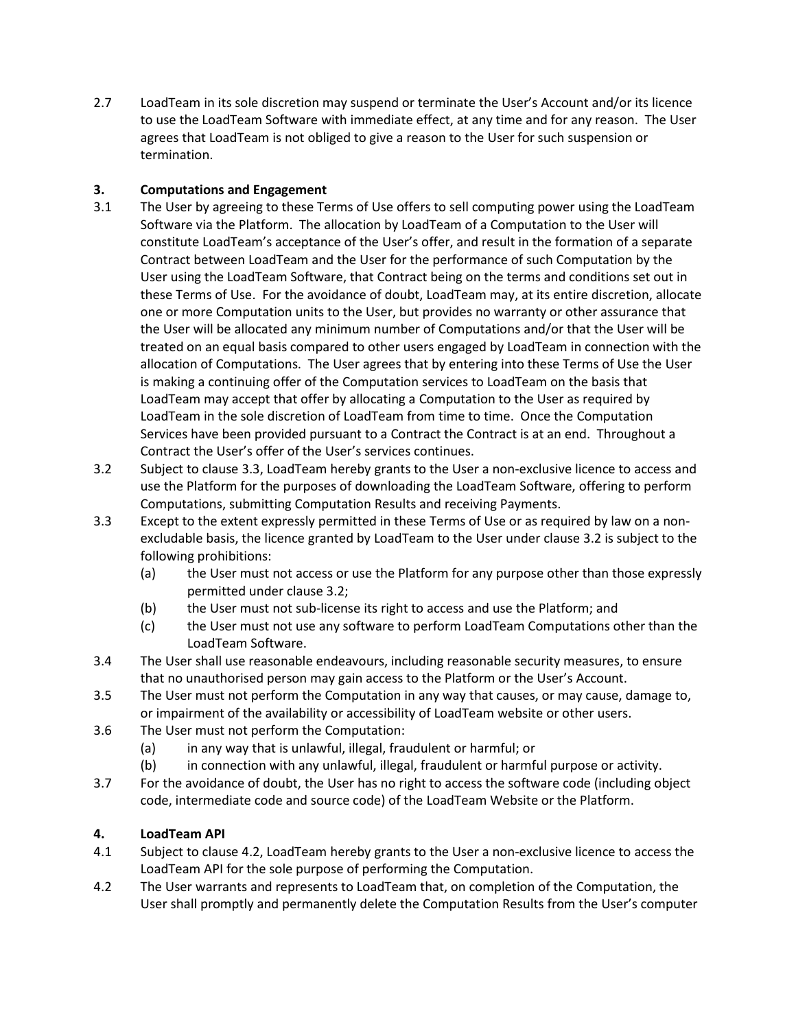2.7 LoadTeam in its sole discretion may suspend or terminate the User's Account and/or its licence to use the LoadTeam Software with immediate effect, at any time and for any reason. The User agrees that LoadTeam is not obliged to give a reason to the User for such suspension or termination.

**3. Computations and Engagement**

3.1 The User by agreeing to these Terms of Use offers to sell computing power using the LoadTeam Software via the Platform. The allocation by LoadTeam of a Computation to the User will constitute LoadTeam's acceptance of the User's offer, and result in the formation of a separate Contract between LoadTeam and the User for the performance of such Computation by the User using the LoadTeam Software, that Contract being on the terms and conditions set out in these Terms of Use. For the avoidance of doubt, LoadTeam may, at its entire discretion, allocate one or more Computation units to the User, but provides no warranty or other assurance that the User will be allocated any minimum number of Computations and/or that the User will be treated on an equal basis compared to other users engaged by LoadTeam in connection with the allocation of Computations. The User agrees that by entering into these Terms of Use the User is making a continuing offer of the Computation services to LoadTeam on the basis that LoadTeam may accept that offer by allocating a Computation to the User as required by LoadTeam in the sole discretion of LoadTeam from time to time. Once the Computation Services have been provided pursuant to a Contract the Contract is at an end. Throughout a Contract the User's offer of the User's services continues.

3.2 Subject to clause 3.3, LoadTeam hereby grants to the User a non-exclusive licence to access and use the Platform for the purposes of downloading the LoadTeam Software, offering to perform Computations, submitting Computation Results and receiving Payments.

3.3 Except to the extent expressly permitted in these Terms of Use or as required by law on a non-excludable basis, the licence granted by LoadTeam to the User under clause 3.2 is subject to the following prohibitions:

- (a) the User must not access or use the Platform for any purpose other than those expressly permitted under clause 3.2;
- (b) the User must not sub-license its right to access and use the Platform; and
- (c) the User must not use any software to perform LoadTeam Computations other than the LoadTeam Software.

3.4 The User shall use reasonable endeavours, including reasonable security measures, to ensure that no unauthorised person may gain access to the Platform or the User's Account.

3.5 The User must not perform the Computation in any way that causes, or may cause, damage to, or impairment of the availability or accessibility of LoadTeam website or other users.

3.6 The User must not perform the Computation:

- (a) in any way that is unlawful, illegal, fraudulent or harmful; or
- (b) in connection with any unlawful, illegal, fraudulent or harmful purpose or activity.

3.7 For the avoidance of doubt, the User has no right to access the software code (including object code, intermediate code and source code) of the LoadTeam Website or the Platform.

**4. LoadTeam API**

4.1 Subject to clause 4.2, LoadTeam hereby grants to the User a non-exclusive licence to access the LoadTeam API for the sole purpose of performing the Computation.

4.2 The User warrants and represents to LoadTeam that, on completion of the Computation, the User shall promptly and permanently delete the Computation Results from the User's computer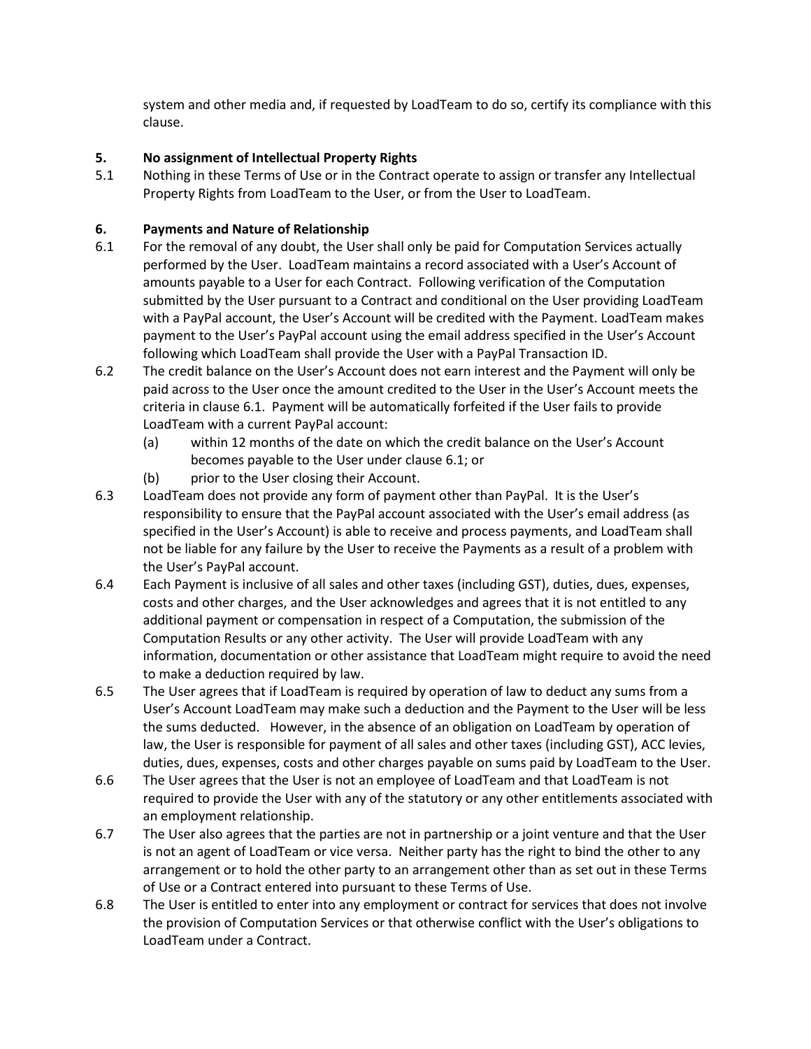system and other media and, if requested by LoadTeam to do so, certify its compliance with this clause.

## 5. No assignment of Intellectual Property Rights

5.1 Nothing in these Terms of Use or in the Contract operate to assign or transfer any Intellectual Property Rights from LoadTeam to the User, or from the User to LoadTeam.

## 6. Payments and Nature of Relationship

6.1 For the removal of any doubt, the User shall only be paid for Computation Services actually performed by the User. LoadTeam maintains a record associated with a User's Account of amounts payable to a User for each Contract. Following verification of the Computation submitted by the User pursuant to a Contract and conditional on the User providing LoadTeam with a PayPal account, the User's Account will be credited with the Payment. LoadTeam makes payment to the User's PayPal account using the email address specified in the User's Account following which LoadTeam shall provide the User with a PayPal Transaction ID.

6.2 The credit balance on the User's Account does not earn interest and the Payment will only be paid across to the User once the amount credited to the User in the User's Account meets the criteria in clause 6.1. Payment will be automatically forfeited if the User fails to provide LoadTeam with a current PayPal account:

(a) within 12 months of the date on which the credit balance on the User's Account becomes payable to the User under clause 6.1; or

(b) prior to the User closing their Account.

6.3 LoadTeam does not provide any form of payment other than PayPal. It is the User's responsibility to ensure that the PayPal account associated with the User's email address (as specified in the User's Account) is able to receive and process payments, and LoadTeam shall not be liable for any failure by the User to receive the Payments as a result of a problem with the User's PayPal account.

6.4 Each Payment is inclusive of all sales and other taxes (including GST), duties, dues, expenses, costs and other charges, and the User acknowledges and agrees that it is not entitled to any additional payment or compensation in respect of a Computation, the submission of the Computation Results or any other activity. The User will provide LoadTeam with any information, documentation or other assistance that LoadTeam might require to avoid the need to make a deduction required by law.

6.5 The User agrees that if LoadTeam is required by operation of law to deduct any sums from a User's Account LoadTeam may make such a deduction and the Payment to the User will be less the sums deducted. However, in the absence of an obligation on LoadTeam by operation of law, the User is responsible for payment of all sales and other taxes (including GST), ACC levies, duties, dues, expenses, costs and other charges payable on sums paid by LoadTeam to the User.

6.6 The User agrees that the User is not an employee of LoadTeam and that LoadTeam is not required to provide the User with any of the statutory or any other entitlements associated with an employment relationship.

6.7 The User also agrees that the parties are not in partnership or a joint venture and that the User is not an agent of LoadTeam or vice versa. Neither party has the right to bind the other to any arrangement or to hold the other party to an arrangement other than as set out in these Terms of Use or a Contract entered into pursuant to these Terms of Use.

6.8 The User is entitled to enter into any employment or contract for services that does not involve the provision of Computation Services or that otherwise conflict with the User's obligations to LoadTeam under a Contract.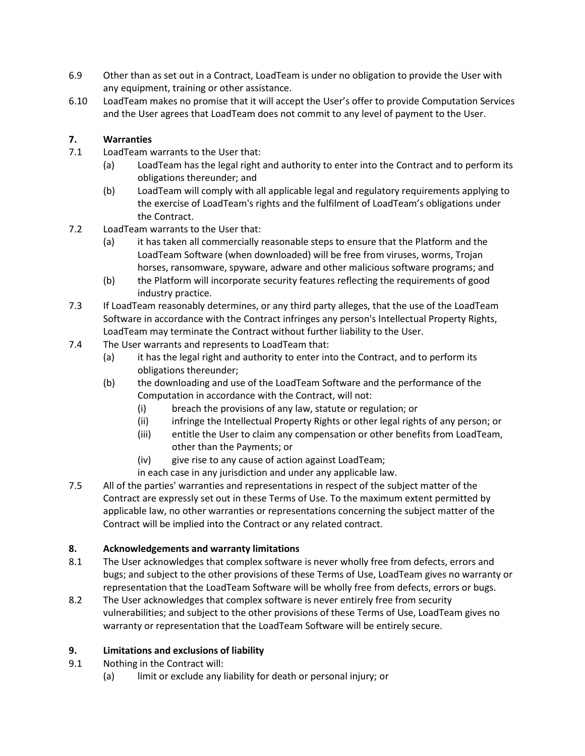6.9 Other than as set out in a Contract, LoadTeam is under no obligation to provide the User with any equipment, training or other assistance.

6.10 LoadTeam makes no promise that it will accept the User's offer to provide Computation Services and the User agrees that LoadTeam does not commit to any level of payment to the User.

## 7. Warranties

7.1 LoadTeam warrants to the User that:

- (a) LoadTeam has the legal right and authority to enter into the Contract and to perform its obligations thereunder; and
- (b) LoadTeam will comply with all applicable legal and regulatory requirements applying to the exercise of LoadTeam's rights and the fulfilment of LoadTeam's obligations under the Contract.

7.2 LoadTeam warrants to the User that:

- (a) it has taken all commercially reasonable steps to ensure that the Platform and the LoadTeam Software (when downloaded) will be free from viruses, worms, Trojan horses, ransomware, spyware, adware and other malicious software programs; and
- (b) the Platform will incorporate security features reflecting the requirements of good industry practice.

7.3 If LoadTeam reasonably determines, or any third party alleges, that the use of the LoadTeam Software in accordance with the Contract infringes any person's Intellectual Property Rights, LoadTeam may terminate the Contract without further liability to the User.

7.4 The User warrants and represents to LoadTeam that:

- (a) it has the legal right and authority to enter into the Contract, and to perform its obligations thereunder;
- (b) the downloading and use of the LoadTeam Software and the performance of the Computation in accordance with the Contract, will not:
  - (i) breach the provisions of any law, statute or regulation; or
  - (ii) infringe the Intellectual Property Rights or other legal rights of any person; or
  - (iii) entitle the User to claim any compensation or other benefits from LoadTeam, other than the Payments; or
  - (iv) give rise to any cause of action against LoadTeam;

  in each case in any jurisdiction and under any applicable law.

7.5 All of the parties' warranties and representations in respect of the subject matter of the Contract are expressly set out in these Terms of Use. To the maximum extent permitted by applicable law, no other warranties or representations concerning the subject matter of the Contract will be implied into the Contract or any related contract.

## 8. Acknowledgements and warranty limitations

8.1 The User acknowledges that complex software is never wholly free from defects, errors and bugs; and subject to the other provisions of these Terms of Use, LoadTeam gives no warranty or representation that the LoadTeam Software will be wholly free from defects, errors or bugs.

8.2 The User acknowledges that complex software is never entirely free from security vulnerabilities; and subject to the other provisions of these Terms of Use, LoadTeam gives no warranty or representation that the LoadTeam Software will be entirely secure.

## 9. Limitations and exclusions of liability

9.1 Nothing in the Contract will:

- (a) limit or exclude any liability for death or personal injury; or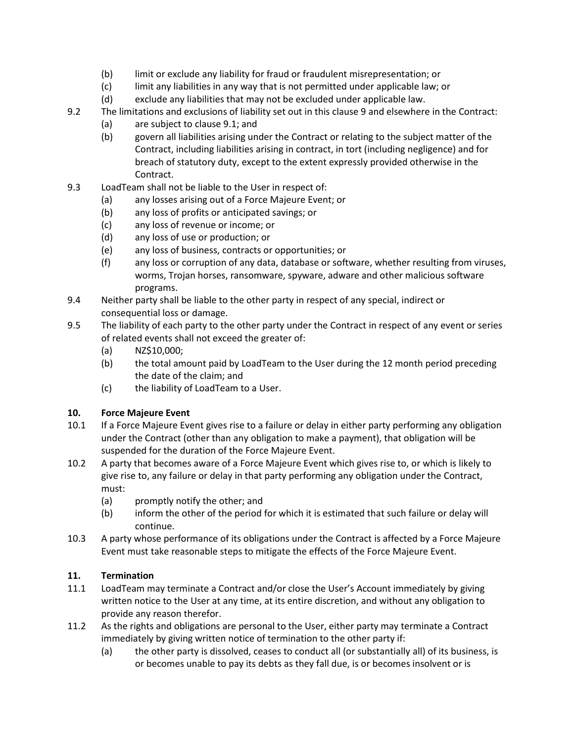(b) limit or exclude any liability for fraud or fraudulent misrepresentation; or

(c) limit any liabilities in any way that is not permitted under applicable law; or

(d) exclude any liabilities that may not be excluded under applicable law.

9.2 The limitations and exclusions of liability set out in this clause 9 and elsewhere in the Contract:

(a) are subject to clause 9.1; and

(b) govern all liabilities arising under the Contract or relating to the subject matter of the Contract, including liabilities arising in contract, in tort (including negligence) and for breach of statutory duty, except to the extent expressly provided otherwise in the Contract.

9.3 LoadTeam shall not be liable to the User in respect of:

(a) any losses arising out of a Force Majeure Event; or

(b) any loss of profits or anticipated savings; or

(c) any loss of revenue or income; or

(d) any loss of use or production; or

(e) any loss of business, contracts or opportunities; or

(f) any loss or corruption of any data, database or software, whether resulting from viruses, worms, Trojan horses, ransomware, spyware, adware and other malicious software programs.

9.4 Neither party shall be liable to the other party in respect of any special, indirect or consequential loss or damage.

9.5 The liability of each party to the other party under the Contract in respect of any event or series of related events shall not exceed the greater of:

(a) NZ$10,000;

(b) the total amount paid by LoadTeam to the User during the 12 month period preceding the date of the claim; and

(c) the liability of LoadTeam to a User.

**10. Force Majeure Event**

10.1 If a Force Majeure Event gives rise to a failure or delay in either party performing any obligation under the Contract (other than any obligation to make a payment), that obligation will be suspended for the duration of the Force Majeure Event.

10.2 A party that becomes aware of a Force Majeure Event which gives rise to, or which is likely to give rise to, any failure or delay in that party performing any obligation under the Contract, must:

(a) promptly notify the other; and

(b) inform the other of the period for which it is estimated that such failure or delay will continue.

10.3 A party whose performance of its obligations under the Contract is affected by a Force Majeure Event must take reasonable steps to mitigate the effects of the Force Majeure Event.

**11. Termination**

11.1 LoadTeam may terminate a Contract and/or close the User's Account immediately by giving written notice to the User at any time, at its entire discretion, and without any obligation to provide any reason therefor.

11.2 As the rights and obligations are personal to the User, either party may terminate a Contract immediately by giving written notice of termination to the other party if:

(a) the other party is dissolved, ceases to conduct all (or substantially all) of its business, is or becomes unable to pay its debts as they fall due, is or becomes insolvent or is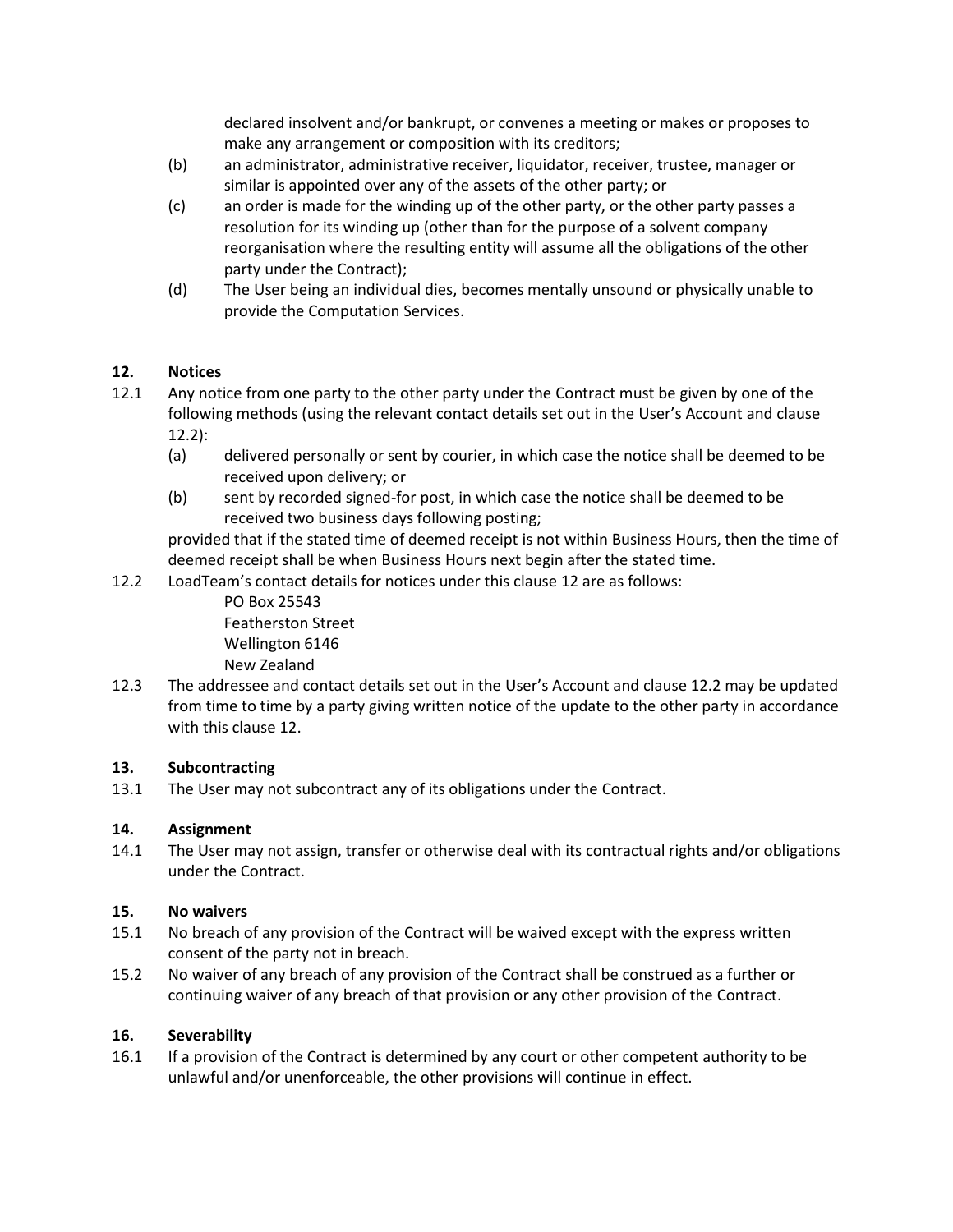declared insolvent and/or bankrupt, or convenes a meeting or makes or proposes to make any arrangement or composition with its creditors;

(b) an administrator, administrative receiver, liquidator, receiver, trustee, manager or similar is appointed over any of the assets of the other party; or

(c) an order is made for the winding up of the other party, or the other party passes a resolution for its winding up (other than for the purpose of a solvent company reorganisation where the resulting entity will assume all the obligations of the other party under the Contract);

(d) The User being an individual dies, becomes mentally unsound or physically unable to provide the Computation Services.

**12. Notices**

12.1 Any notice from one party to the other party under the Contract must be given by one of the following methods (using the relevant contact details set out in the User's Account and clause 12.2):

(a) delivered personally or sent by courier, in which case the notice shall be deemed to be received upon delivery; or

(b) sent by recorded signed-for post, in which case the notice shall be deemed to be received two business days following posting;

provided that if the stated time of deemed receipt is not within Business Hours, then the time of deemed receipt shall be when Business Hours next begin after the stated time.

12.2 LoadTeam's contact details for notices under this clause 12 are as follows:

PO Box 25543
Featherston Street
Wellington 6146
New Zealand

12.3 The addressee and contact details set out in the User's Account and clause 12.2 may be updated from time to time by a party giving written notice of the update to the other party in accordance with this clause 12.

**13. Subcontracting**

13.1 The User may not subcontract any of its obligations under the Contract.

**14. Assignment**

14.1 The User may not assign, transfer or otherwise deal with its contractual rights and/or obligations under the Contract.

**15. No waivers**

15.1 No breach of any provision of the Contract will be waived except with the express written consent of the party not in breach.

15.2 No waiver of any breach of any provision of the Contract shall be construed as a further or continuing waiver of any breach of that provision or any other provision of the Contract.

**16. Severability**

16.1 If a provision of the Contract is determined by any court or other competent authority to be unlawful and/or unenforceable, the other provisions will continue in effect.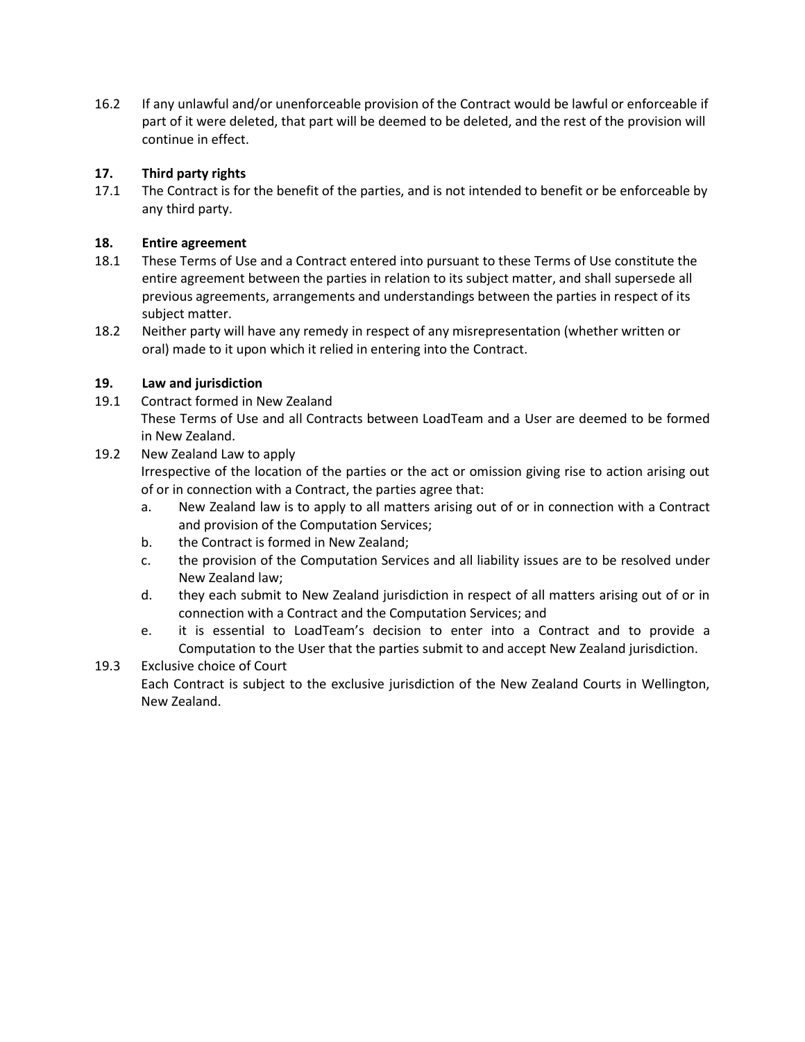16.2 If any unlawful and/or unenforceable provision of the Contract would be lawful or enforceable if part of it were deleted, that part will be deemed to be deleted, and the rest of the provision will continue in effect.

### 17. Third party rights

17.1 The Contract is for the benefit of the parties, and is not intended to benefit or be enforceable by any third party.

### 18. Entire agreement

18.1 These Terms of Use and a Contract entered into pursuant to these Terms of Use constitute the entire agreement between the parties in relation to its subject matter, and shall supersede all previous agreements, arrangements and understandings between the parties in respect of its subject matter.

18.2 Neither party will have any remedy in respect of any misrepresentation (whether written or oral) made to it upon which it relied in entering into the Contract.

### 19. Law and jurisdiction

19.1 Contract formed in New Zealand

These Terms of Use and all Contracts between LoadTeam and a User are deemed to be formed in New Zealand.

19.2 New Zealand Law to apply

Irrespective of the location of the parties or the act or omission giving rise to action arising out of or in connection with a Contract, the parties agree that:

a. New Zealand law is to apply to all matters arising out of or in connection with a Contract and provision of the Computation Services;
b. the Contract is formed in New Zealand;
c. the provision of the Computation Services and all liability issues are to be resolved under New Zealand law;
d. they each submit to New Zealand jurisdiction in respect of all matters arising out of or in connection with a Contract and the Computation Services; and
e. it is essential to LoadTeam's decision to enter into a Contract and to provide a Computation to the User that the parties submit to and accept New Zealand jurisdiction.

19.3 Exclusive choice of Court

Each Contract is subject to the exclusive jurisdiction of the New Zealand Courts in Wellington, New Zealand.